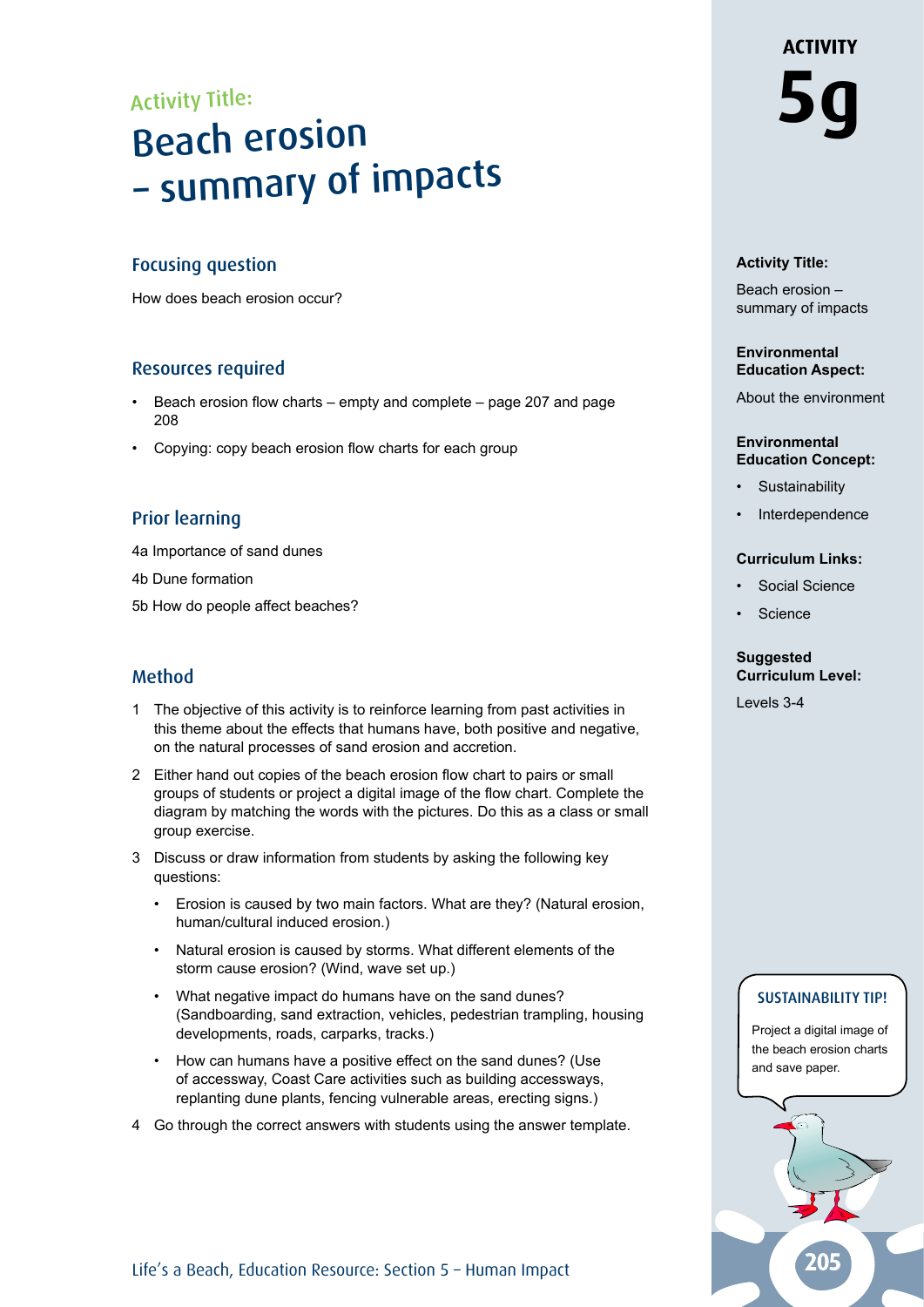Activity Title:

# Beach erosion – summary of impacts

## Focusing question

How does beach erosion occur?

## Resources required

- Beach erosion flow charts – empty and complete – page 207 and page 208
- Copying: copy beach erosion flow charts for each group

## Prior learning

4a Importance of sand dunes

4b Dune formation

5b How do people affect beaches?

## Method

1. The objective of this activity is to reinforce learning from past activities in this theme about the effects that humans have, both positive and negative, on the natural processes of sand erosion and accretion.
2. Either hand out copies of the beach erosion flow chart to pairs or small groups of students or project a digital image of the flow chart. Complete the diagram by matching the words with the pictures. Do this as a class or small group exercise.
3. Discuss or draw information from students by asking the following key questions:
   - Erosion is caused by two main factors. What are they? (Natural erosion, human/cultural induced erosion.)
   - Natural erosion is caused by storms. What different elements of the storm cause erosion? (Wind, wave set up.)
   - What negative impact do humans have on the sand dunes? (Sandboarding, sand extraction, vehicles, pedestrian trampling, housing developments, roads, carparks, tracks.)
   - How can humans have a positive effect on the sand dunes? (Use of accessway, Coast Care activities such as building accessways, replanting dune plants, fencing vulnerable areas, erecting signs.)
4. Go through the correct answers with students using the answer template.

**ACTIVITY 5g**

**Activity Title:**

Beach erosion – summary of impacts

**Environmental Education Aspect:**

About the environment

**Environmental Education Concept:**

- Sustainability
- Interdependence

**Curriculum Links:**

- Social Science
- Science

**Suggested Curriculum Level:**

Levels 3-4

**SUSTAINABILITY TIP!**

Project a digital image of the beach erosion charts and save paper.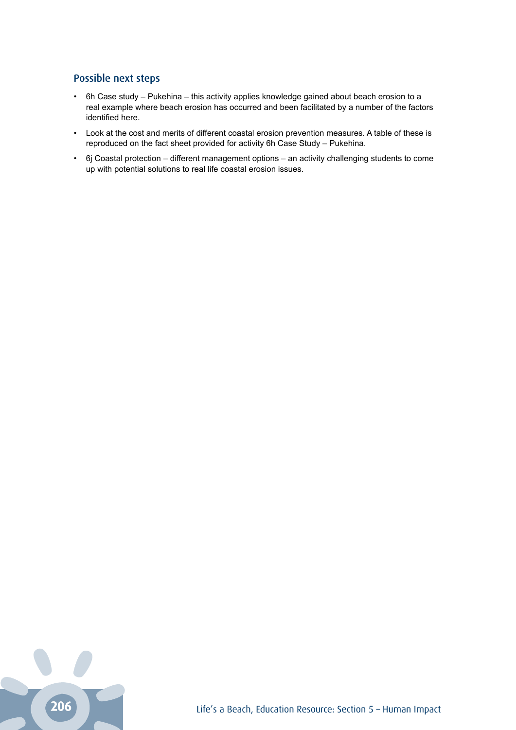## Possible next steps

- 6h Case study – Pukehina – this activity applies knowledge gained about beach erosion to a real example where beach erosion has occurred and been facilitated by a number of the factors identified here.
- Look at the cost and merits of different coastal erosion prevention measures. A table of these is reproduced on the fact sheet provided for activity 6h Case Study – Pukehina.
- 6j Coastal protection – different management options – an activity challenging students to come up with potential solutions to real life coastal erosion issues.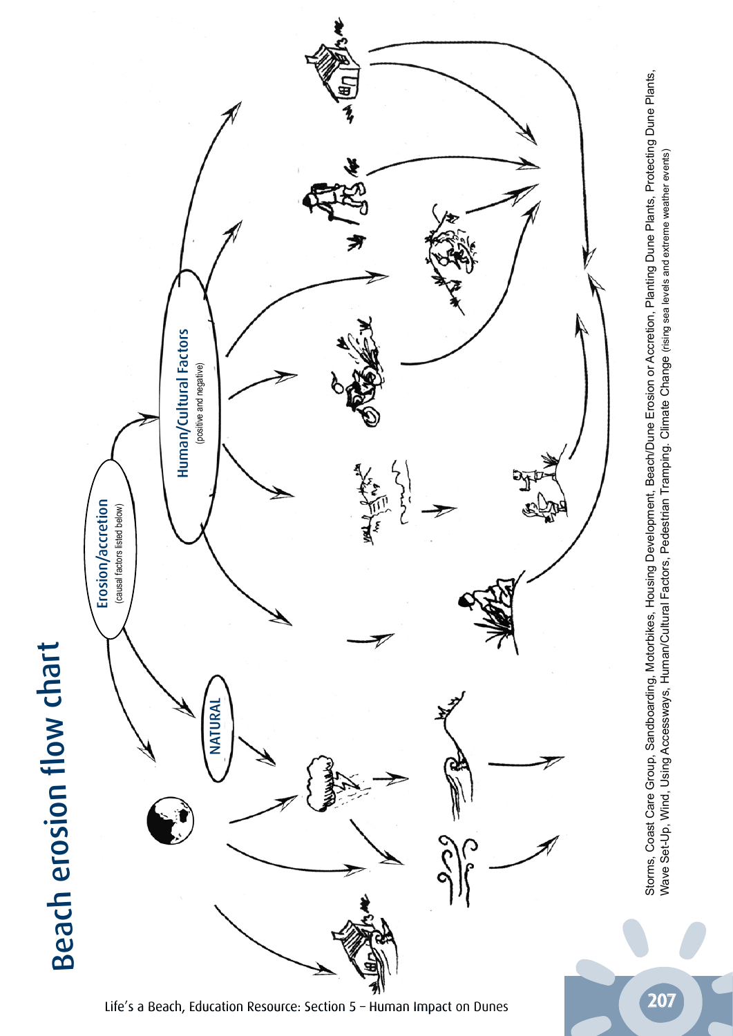# Beach erosion flow chart

Erosion/accretion
(causal factors listed below)

NATURAL

Human/Cultural Factors
(positive and negative)

Storms, Coast Care Group, Sandboarding, Motorbikes, Housing Development, Beach/Dune Erosion or Accretion, Planting Dune Plants, Protecting Dune Plants, Wave Set-Up, Wind, Using Accessways, Human/Cultural Factors, Pedestrian Tramping, Climate Change (rising sea levels and extreme weather events)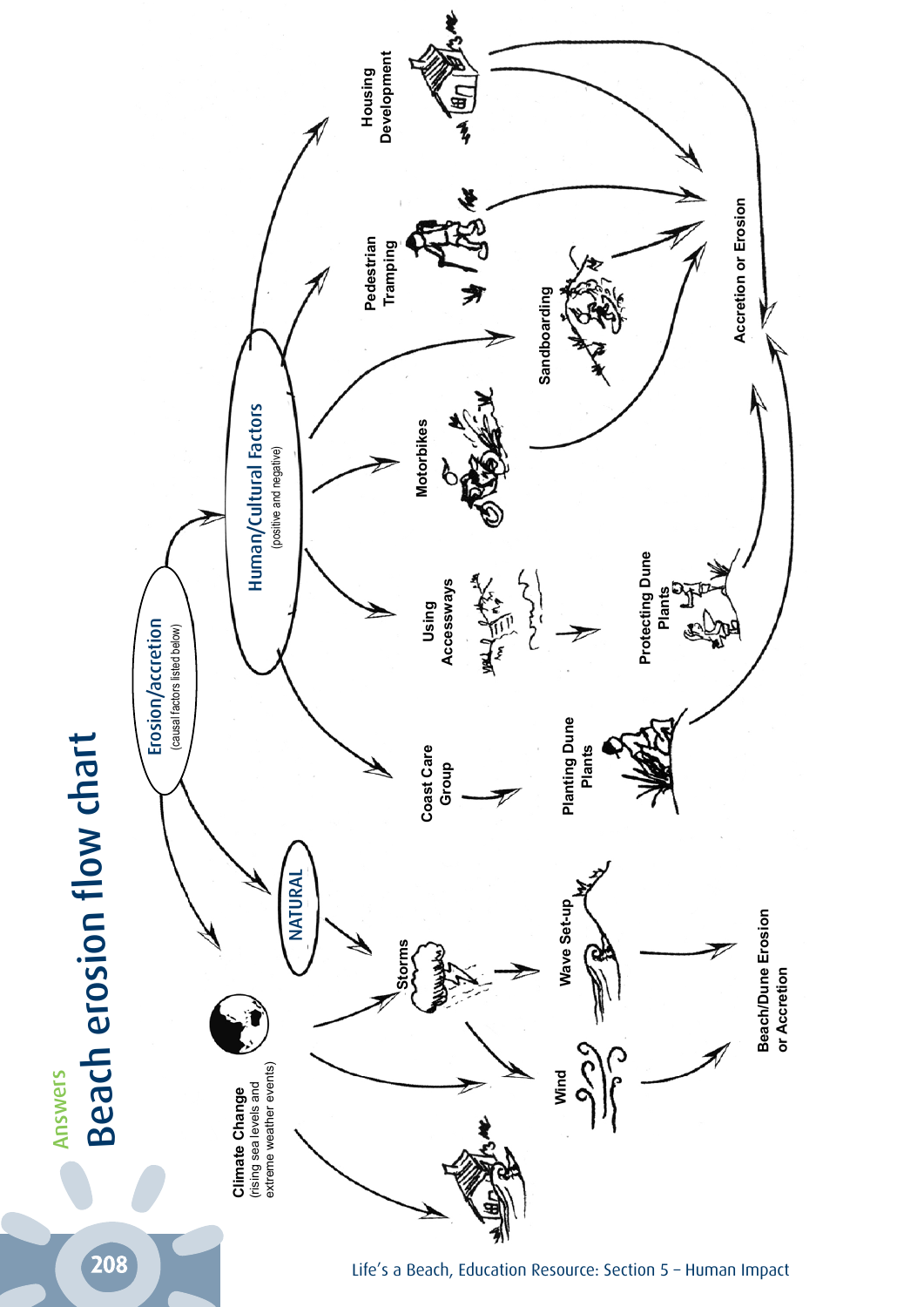Answers

# Beach erosion flow chart

Erosion/accretion
(causal factors listed below)

NATURAL

Human/Cultural Factors
(positive and negative)

Climate Change
(rising sea levels and extreme weather events)

Storms

Wind

Wave Set-up

Beach/Dune Erosion or Accretion

Coast Care Group

Planting Dune Plants

Using Accessways

Protecting Dune Plants

Motorbikes

Sandboarding

Pedestrian Tramping

Housing Development

Accretion or Erosion